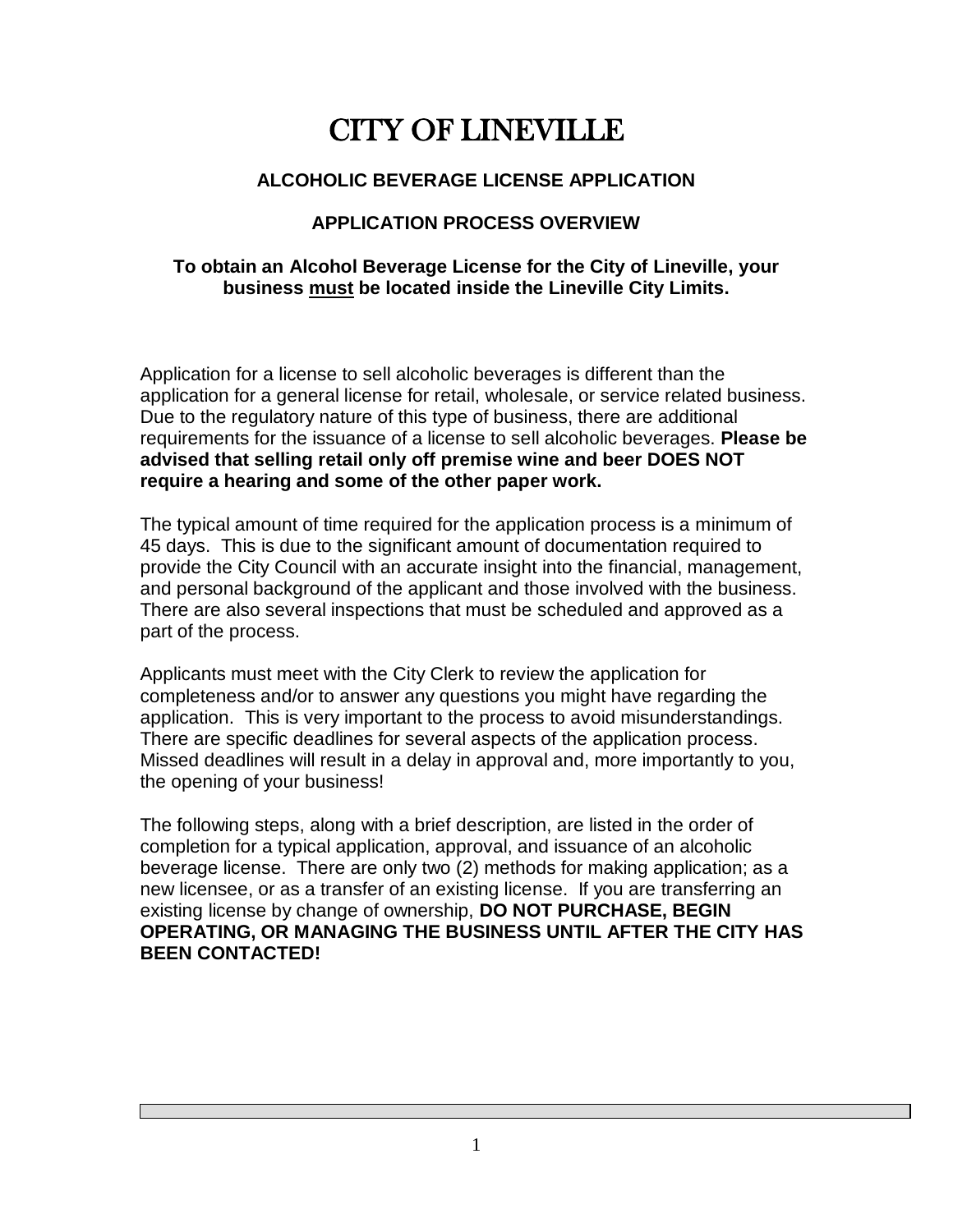# CITY OF LINEVILLE

## ALCOHOLIC BEVERAGE LICENSE APPLICATION

### APPLICATION PROCESS OVERVIEW

**To obtain an Alcohol Beverage License for the City of Lineville, your business must be located inside the Lineville City Limits.**

Application for a license to sell alcoholic beverages is different than the application for a general license for retail, wholesale, or service related business. Due to the regulatory nature of this type of business, there are additional requirements for the issuance of a license to sell alcoholic beverages. **Please be advised that selling retail only off premise wine and beer DOES NOT require a hearing and some of the other paper work.**

The typical amount of time required for the application process is a minimum of 45 days. This is due to the significant amount of documentation required to provide the City Council with an accurate insight into the financial, management, and personal background of the applicant and those involved with the business. There are also several inspections that must be scheduled and approved as a part of the process.

Applicants must meet with the City Clerk to review the application for completeness and/or to answer any questions you might have regarding the application. This is very important to the process to avoid misunderstandings. There are specific deadlines for several aspects of the application process. Missed deadlines will result in a delay in approval and, more importantly to you, the opening of your business!

The following steps, along with a brief description, are listed in the order of completion for a typical application, approval, and issuance of an alcoholic beverage license. There are only two (2) methods for making application; as a new licensee, or as a transfer of an existing license. If you are transferring an existing license by change of ownership, **DO NOT PURCHASE, BEGIN OPERATING, OR MANAGING THE BUSINESS UNTIL AFTER THE CITY HAS BEEN CONTACTED!**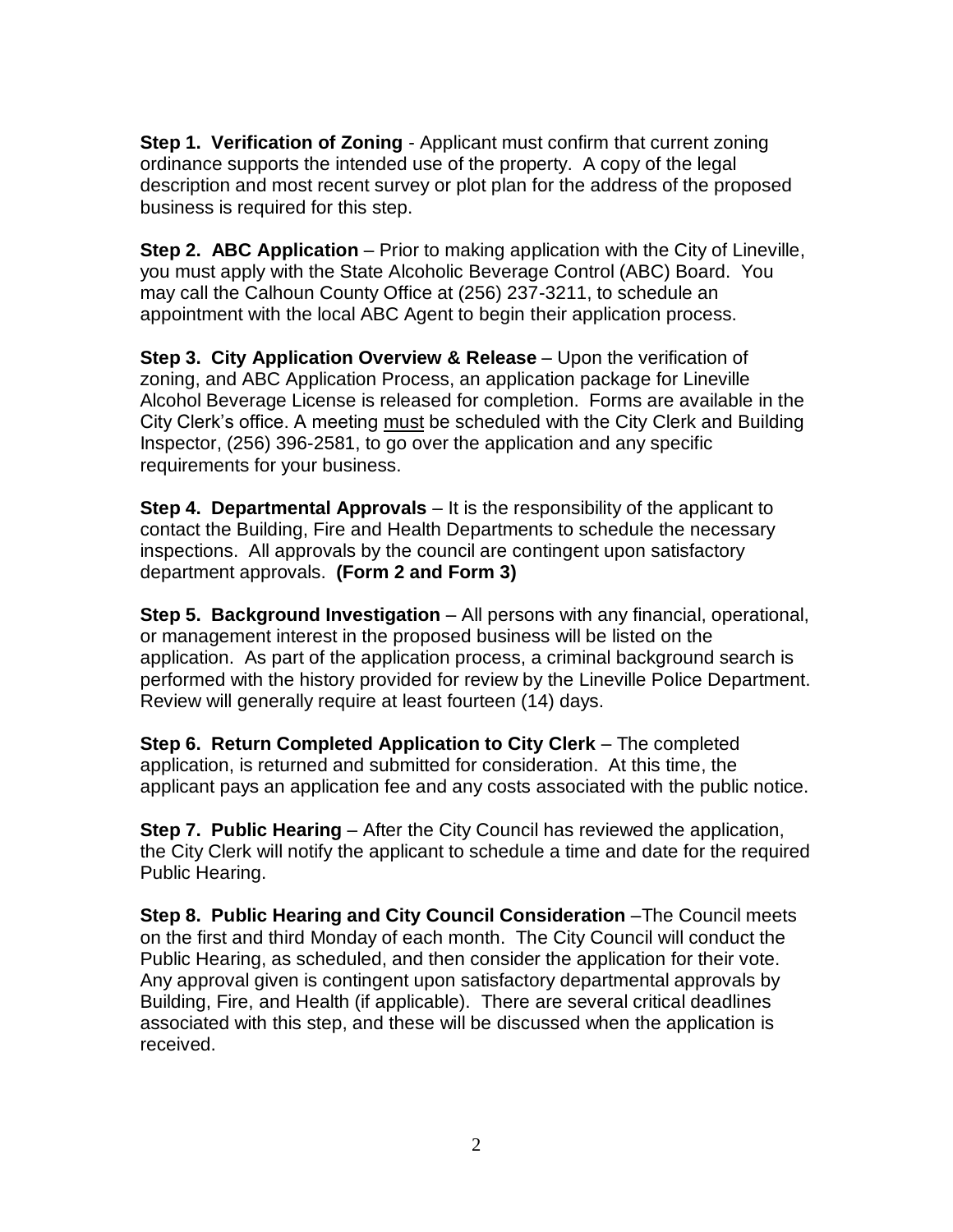**Step 1. Verification of Zoning** - Applicant must confirm that current zoning ordinance supports the intended use of the property. A copy of the legal description and most recent survey or plot plan for the address of the proposed business is required for this step.

**Step 2. ABC Application** – Prior to making application with the City of Lineville, you must apply with the State Alcoholic Beverage Control (ABC) Board. You may call the Calhoun County Office at (256) 237-3211, to schedule an appointment with the local ABC Agent to begin their application process.

**Step 3. City Application Overview & Release** – Upon the verification of zoning, and ABC Application Process, an application package for Lineville Alcohol Beverage License is released for completion. Forms are available in the City Clerk's office. A meeting <u>must</u> be scheduled with the City Clerk and Building Inspector, (256) 396-2581, to go over the application and any specific requirements for your business.

**Step 4. Departmental Approvals** – It is the responsibility of the applicant to contact the Building, Fire and Health Departments to schedule the necessary inspections. All approvals by the council are contingent upon satisfactory department approvals. **(Form 2 and Form 3)**

**Step 5. Background Investigation** – All persons with any financial, operational, or management interest in the proposed business will be listed on the application. As part of the application process, a criminal background search is performed with the history provided for review by the Lineville Police Department. Review will generally require at least fourteen (14) days.

**Step 6. Return Completed Application to City Clerk** – The completed application, is returned and submitted for consideration. At this time, the applicant pays an application fee and any costs associated with the public notice.

**Step 7. Public Hearing** – After the City Council has reviewed the application, the City Clerk will notify the applicant to schedule a time and date for the required Public Hearing.

**Step 8. Public Hearing and City Council Consideration** –The Council meets on the first and third Monday of each month. The City Council will conduct the Public Hearing, as scheduled, and then consider the application for their vote. Any approval given is contingent upon satisfactory departmental approvals by Building, Fire, and Health (if applicable). There are several critical deadlines associated with this step, and these will be discussed when the application is received.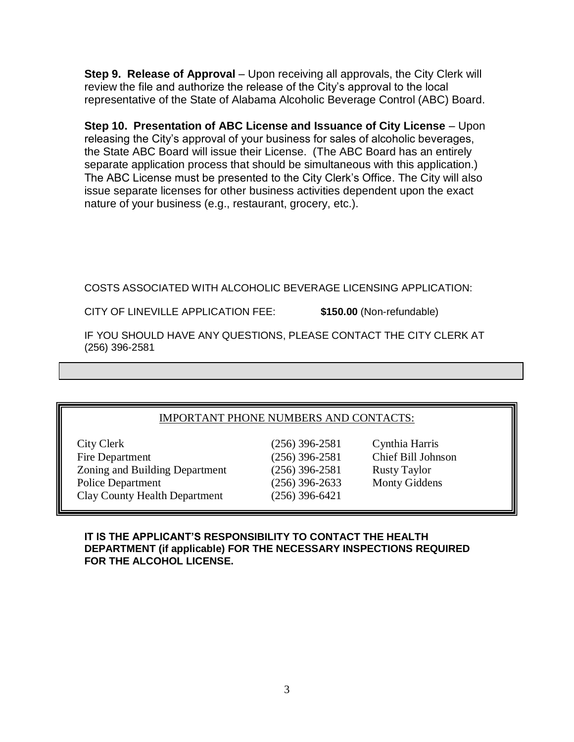**Step 9. Release of Approval** – Upon receiving all approvals, the City Clerk will review the file and authorize the release of the City's approval to the local representative of the State of Alabama Alcoholic Beverage Control (ABC) Board.

**Step 10. Presentation of ABC License and Issuance of City License** – Upon releasing the City's approval of your business for sales of alcoholic beverages, the State ABC Board will issue their License. (The ABC Board has an entirely separate application process that should be simultaneous with this application.) The ABC License must be presented to the City Clerk's Office. The City will also issue separate licenses for other business activities dependent upon the exact nature of your business (e.g., restaurant, grocery, etc.).

COSTS ASSOCIATED WITH ALCOHOLIC BEVERAGE LICENSING APPLICATION:

CITY OF LINEVILLE APPLICATION FEE: **$150.00** (Non-refundable)

IF YOU SHOULD HAVE ANY QUESTIONS, PLEASE CONTACT THE CITY CLERK AT (256) 396-2581

IMPORTANT PHONE NUMBERS AND CONTACTS:

| | | |
|---|---|---|
| City Clerk | (256) 396-2581 | Cynthia Harris |
| Fire Department | (256) 396-2581 | Chief Bill Johnson |
| Zoning and Building Department | (256) 396-2581 | Rusty Taylor |
| Police Department | (256) 396-2633 | Monty Giddens |
| Clay County Health Department | (256) 396-6421 | |

**IT IS THE APPLICANT'S RESPONSIBILITY TO CONTACT THE HEALTH DEPARTMENT (if applicable) FOR THE NECESSARY INSPECTIONS REQUIRED FOR THE ALCOHOL LICENSE.**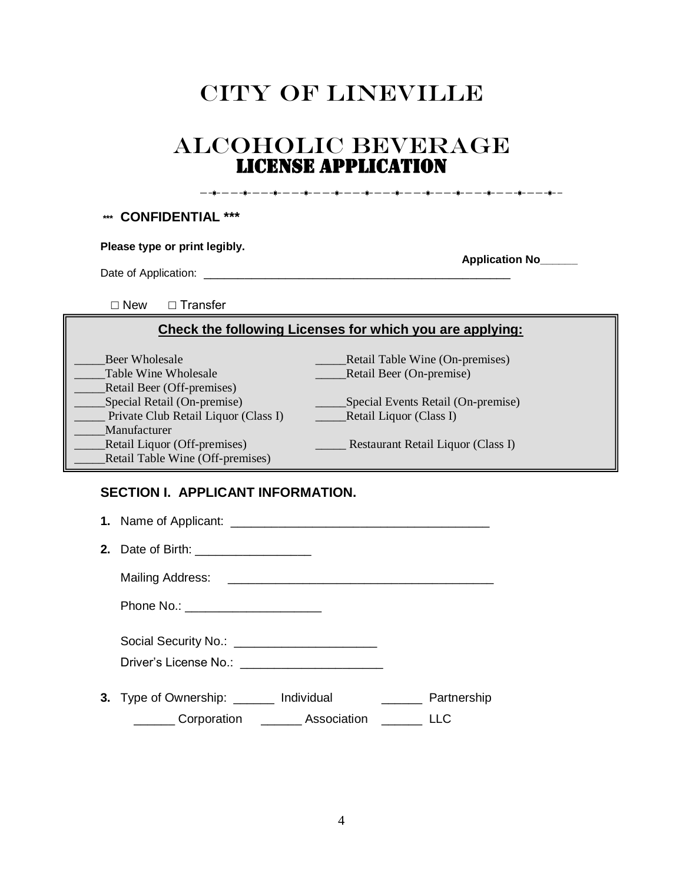# CITY OF LINEVILLE

# ALCOHOLIC BEVERAGE
# LICENSE APPLICATION

**\*\*\* CONFIDENTIAL \*\*\***

**Please type or print legibly.**

**Application No______**

Date of Application: ______________________________________________

□ New □ Transfer

**Check the following Licenses for which you are applying:**

_____Beer Wholesale
_____Table Wine Wholesale
_____Retail Beer (Off-premises)
_____Special Retail (On-premise)
_____ Private Club Retail Liquor (Class I)
_____Manufacturer
_____Retail Liquor (Off-premises)
_____Retail Table Wine (Off-premises)
_____Retail Table Wine (On-premises)
_____Retail Beer (On-premise)
_____Special Events Retail (On-premise)
_____Retail Liquor (Class I)
_____ Restaurant Retail Liquor (Class I)

## SECTION I. APPLICANT INFORMATION.

**1.** Name of Applicant: ____________________________________

**2.** Date of Birth: ________________

Mailing Address: ____________________________________

Phone No.: ___________________

Social Security No.: ___________________

Driver's License No.: ___________________

**3.** Type of Ownership: ______ Individual ______ Partnership

______ Corporation ______ Association ______ LLC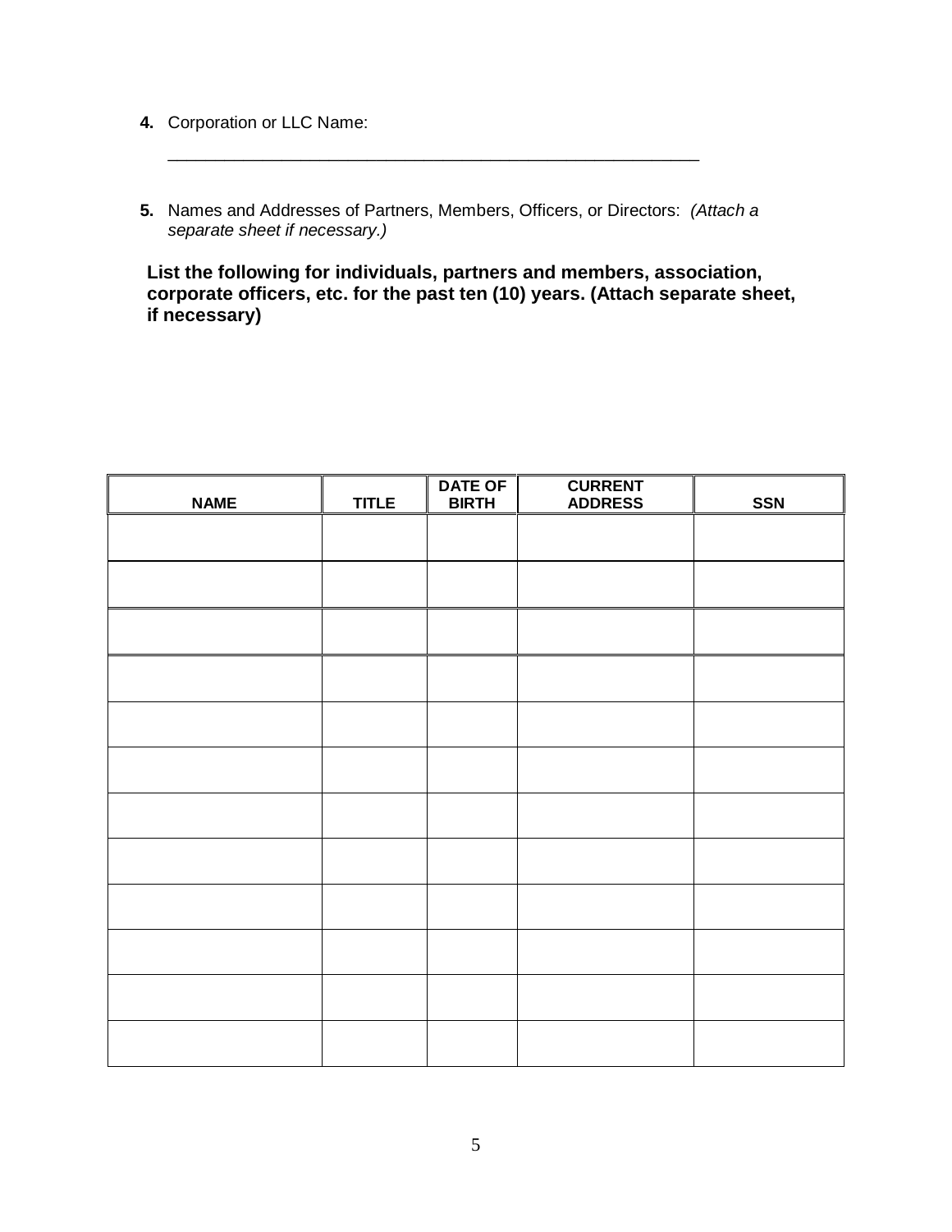**4.** Corporation or LLC Name:

\_\_\_\_\_\_\_\_\_\_\_\_\_\_\_\_\_\_\_\_\_\_\_\_\_\_\_\_\_\_\_\_\_\_\_\_\_\_\_\_\_\_\_\_\_\_\_\_\_\_\_\_\_\_\_\_

**5.** Names and Addresses of Partners, Members, Officers, or Directors: *(Attach a separate sheet if necessary.)*

**List the following for individuals, partners and members, association, corporate officers, etc. for the past ten (10) years. (Attach separate sheet, if necessary)**

| NAME | TITLE | DATE OF BIRTH | CURRENT ADDRESS | SSN |
|---|---|---|---|---|
| | | | | |
| | | | | |
| | | | | |
| | | | | |
| | | | | |
| | | | | |
| | | | | |
| | | | | |
| | | | | |
| | | | | |
| | | | | |
| | | | | |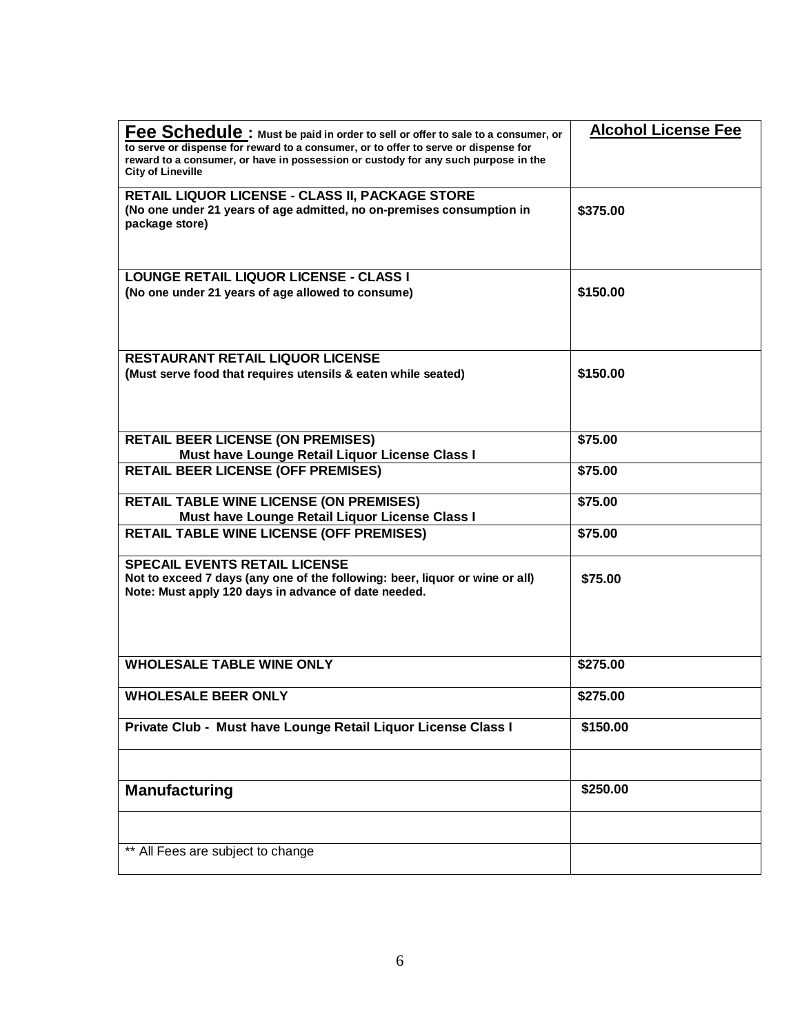| **Fee Schedule :** **Must be paid in order to sell or offer to sale to a consumer, or to serve or dispense for reward to a consumer, or to offer to serve or dispense for reward to a consumer, or have in possession or custody for any such purpose in the City of Lineville** | **Alcohol License Fee** |
|---|---|
| **RETAIL LIQUOR LICENSE - CLASS II, PACKAGE STORE**<br>**(No one under 21 years of age admitted, no on-premises consumption in package store)** | **$375.00** |
| **LOUNGE RETAIL LIQUOR LICENSE - CLASS I**<br>**(No one under 21 years of age allowed to consume)** | **$150.00** |
| **RESTAURANT RETAIL LIQUOR LICENSE**<br>**(Must serve food that requires utensils & eaten while seated)** | **$150.00** |
| **RETAIL BEER LICENSE (ON PREMISES)**<br>**Must have Lounge Retail Liquor License Class I** | **$75.00** |
| **RETAIL BEER LICENSE (OFF PREMISES)** | **$75.00** |
| **RETAIL TABLE WINE LICENSE (ON PREMISES)**<br>**Must have Lounge Retail Liquor License Class I** | **$75.00** |
| **RETAIL TABLE WINE LICENSE (OFF PREMISES)** | **$75.00** |
| **SPECAIL EVENTS RETAIL LICENSE**<br>**Not to exceed 7 days (any one of the following: beer, liquor or wine or all)**<br>**Note: Must apply 120 days in advance of date needed.** | **$75.00** |
| **WHOLESALE TABLE WINE ONLY** | **$275.00** |
| **WHOLESALE BEER ONLY** | **$275.00** |
| **Private Club - Must have Lounge Retail Liquor License Class I** | **$150.00** |
| | |
| **Manufacturing** | **$250.00** |
| | |
| ** All Fees are subject to change | |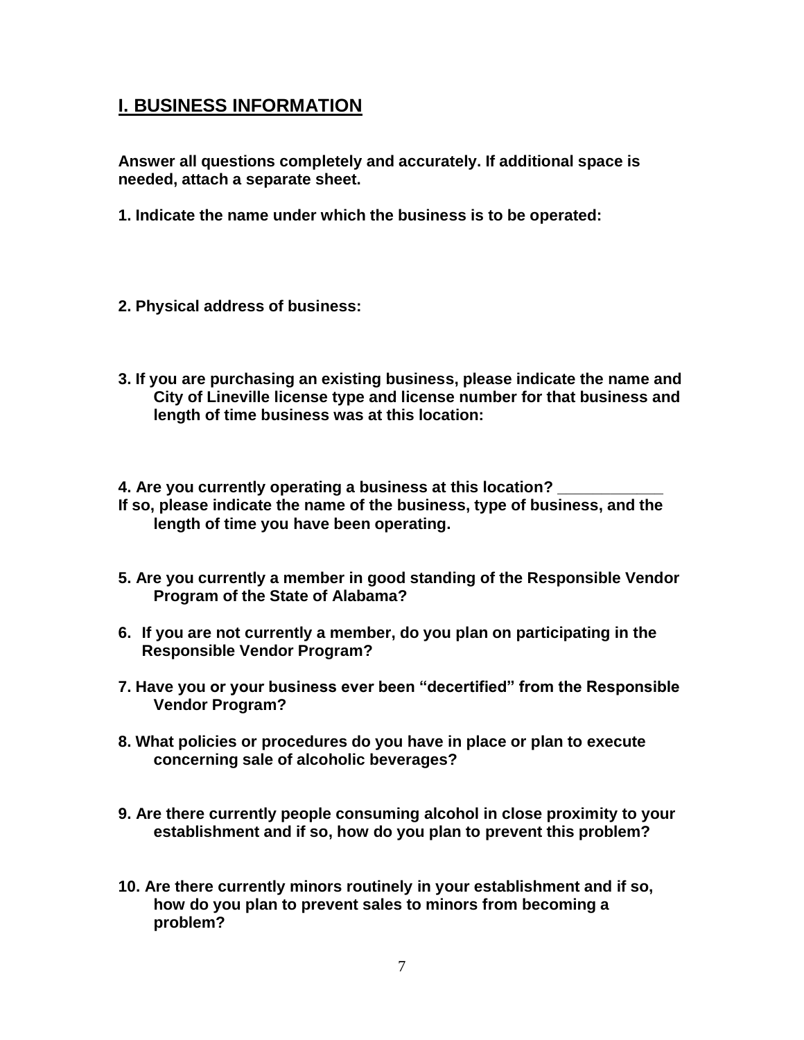## I. BUSINESS INFORMATION

**Answer all questions completely and accurately. If additional space is needed, attach a separate sheet.**

**1. Indicate the name under which the business is to be operated:**

**2. Physical address of business:**

**3. If you are purchasing an existing business, please indicate the name and City of Lineville license type and license number for that business and length of time business was at this location:**

**4. Are you currently operating a business at this location? ___________**
**If so, please indicate the name of the business, type of business, and the length of time you have been operating.**

**5. Are you currently a member in good standing of the Responsible Vendor Program of the State of Alabama?**

**6. If you are not currently a member, do you plan on participating in the Responsible Vendor Program?**

**7. Have you or your business ever been "decertified" from the Responsible Vendor Program?**

**8. What policies or procedures do you have in place or plan to execute concerning sale of alcoholic beverages?**

**9. Are there currently people consuming alcohol in close proximity to your establishment and if so, how do you plan to prevent this problem?**

**10. Are there currently minors routinely in your establishment and if so, how do you plan to prevent sales to minors from becoming a problem?**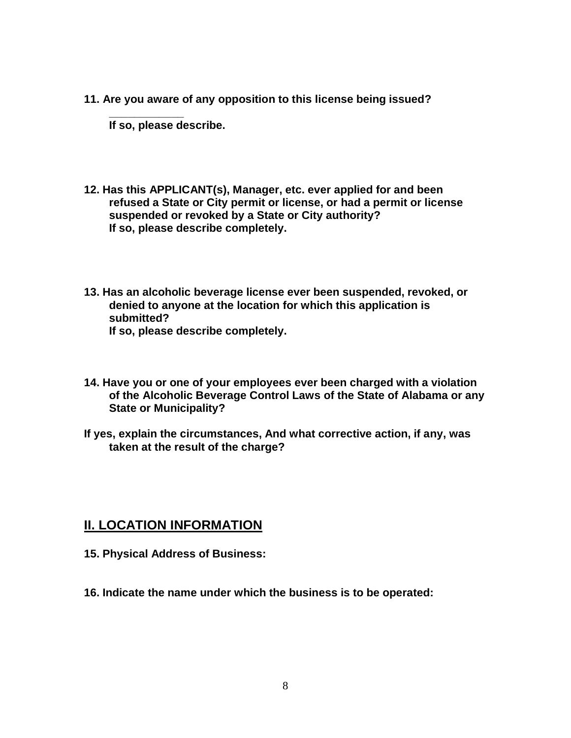**11. Are you aware of any opposition to this license being issued?**

**____________**
**If so, please describe.**

**12. Has this APPLICANT(s), Manager, etc. ever applied for and been refused a State or City permit or license, or had a permit or license suspended or revoked by a State or City authority?**
**If so, please describe completely.**

**13. Has an alcoholic beverage license ever been suspended, revoked, or denied to anyone at the location for which this application is submitted?**
**If so, please describe completely.**

**14. Have you or one of your employees ever been charged with a violation of the Alcoholic Beverage Control Laws of the State of Alabama or any State or Municipality?**

**If yes, explain the circumstances, And what corrective action, if any, was taken at the result of the charge?**

## II. LOCATION INFORMATION

**15. Physical Address of Business:**

**16. Indicate the name under which the business is to be operated:**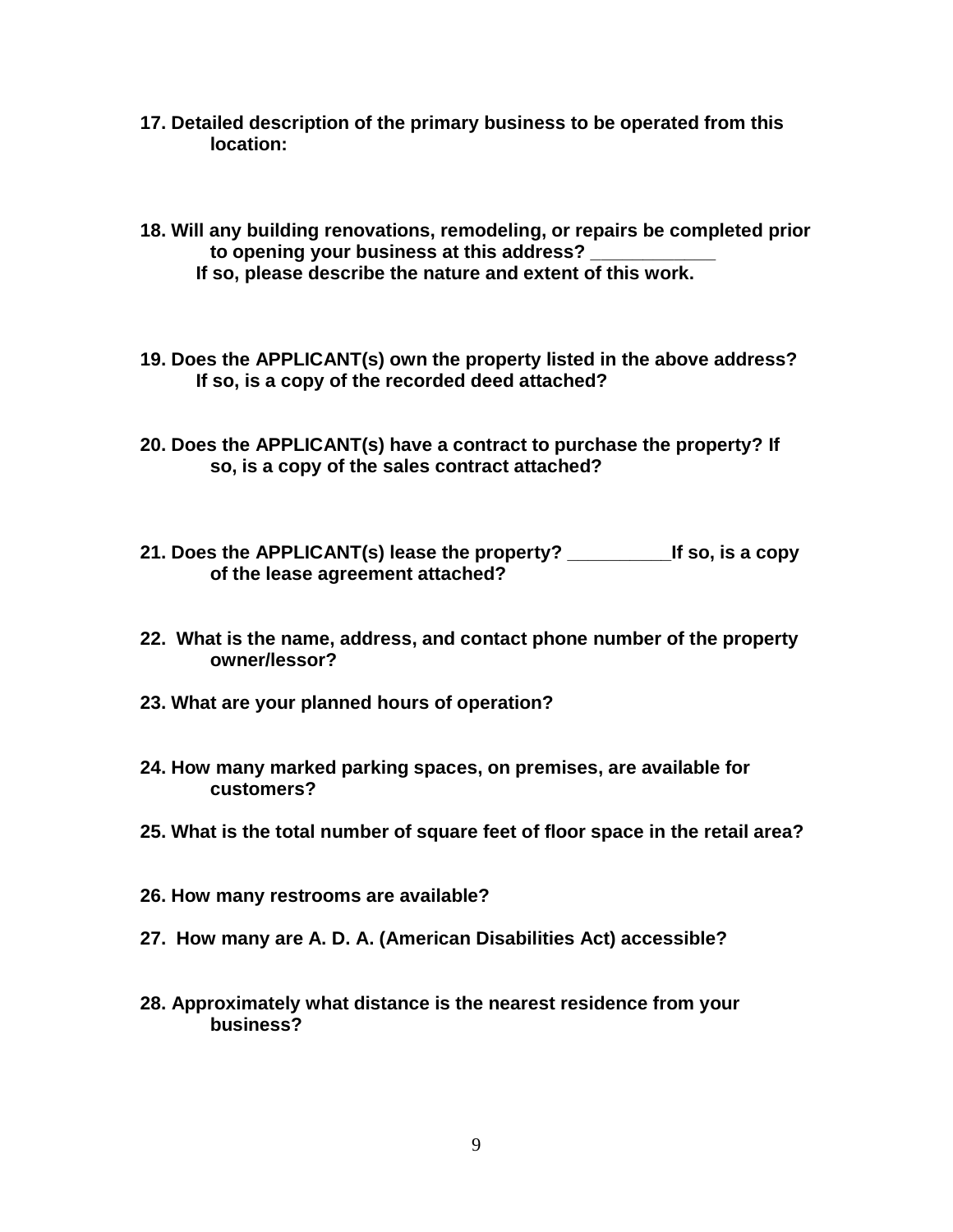**17. Detailed description of the primary business to be operated from this location:**

**18. Will any building renovations, remodeling, or repairs be completed prior to opening your business at this address? ____________**
**If so, please describe the nature and extent of this work.**

**19. Does the APPLICANT(s) own the property listed in the above address?**
**If so, is a copy of the recorded deed attached?**

**20. Does the APPLICANT(s) have a contract to purchase the property? If so, is a copy of the sales contract attached?**

**21. Does the APPLICANT(s) lease the property? __________If so, is a copy of the lease agreement attached?**

**22. What is the name, address, and contact phone number of the property owner/lessor?**

**23. What are your planned hours of operation?**

**24. How many marked parking spaces, on premises, are available for customers?**

**25. What is the total number of square feet of floor space in the retail area?**

**26. How many restrooms are available?**

**27. How many are A. D. A. (American Disabilities Act) accessible?**

**28. Approximately what distance is the nearest residence from your business?**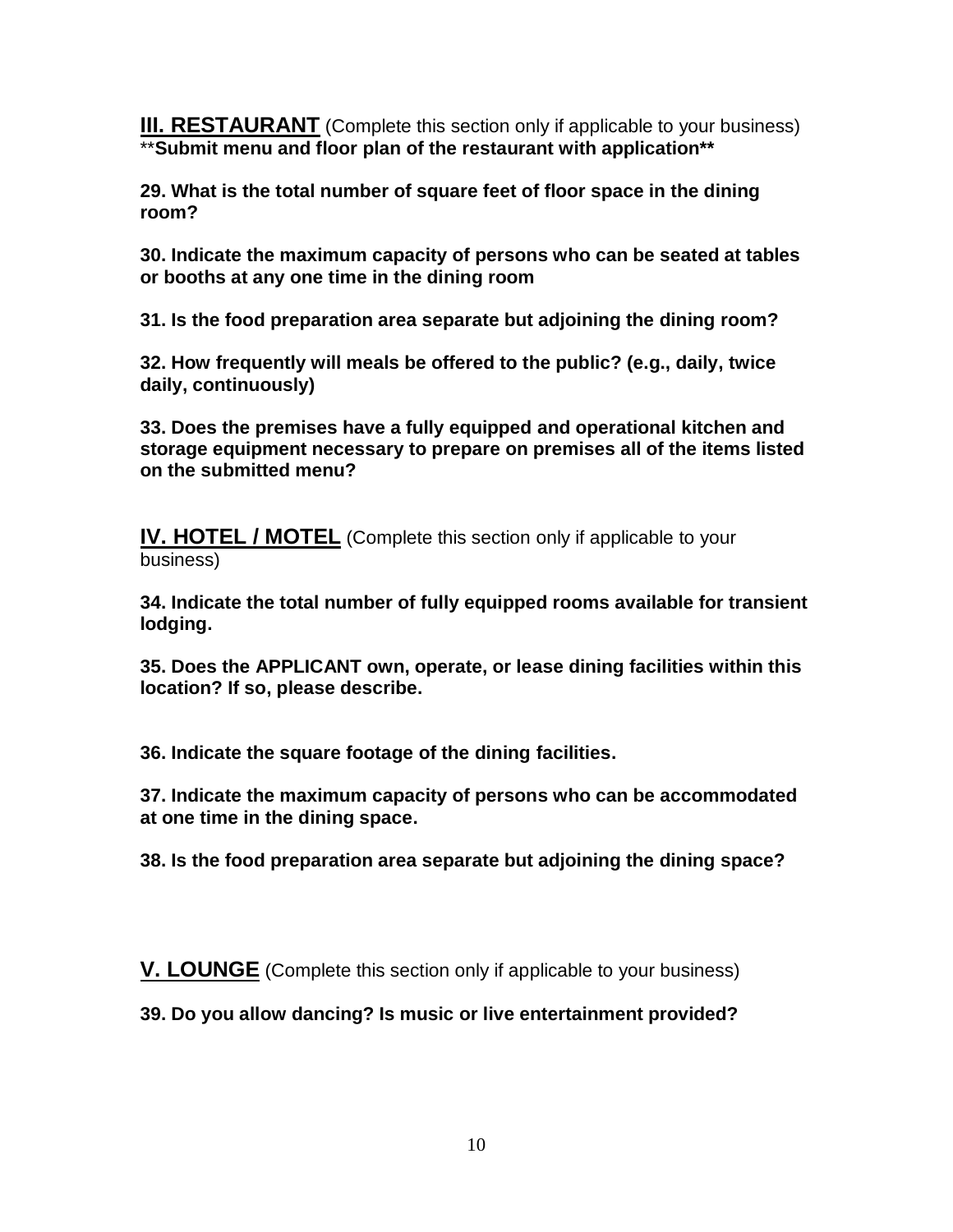## III. RESTAURANT (Complete this section only if applicable to your business)

****Submit menu and floor plan of the restaurant with application****

**29. What is the total number of square feet of floor space in the dining room?**

**30. Indicate the maximum capacity of persons who can be seated at tables or booths at any one time in the dining room**

**31. Is the food preparation area separate but adjoining the dining room?**

**32. How frequently will meals be offered to the public? (e.g., daily, twice daily, continuously)**

**33. Does the premises have a fully equipped and operational kitchen and storage equipment necessary to prepare on premises all of the items listed on the submitted menu?**

## IV. HOTEL / MOTEL (Complete this section only if applicable to your business)

**34. Indicate the total number of fully equipped rooms available for transient lodging.**

**35. Does the APPLICANT own, operate, or lease dining facilities within this location? If so, please describe.**

**36. Indicate the square footage of the dining facilities.**

**37. Indicate the maximum capacity of persons who can be accommodated at one time in the dining space.**

**38. Is the food preparation area separate but adjoining the dining space?**

## V. LOUNGE (Complete this section only if applicable to your business)

**39. Do you allow dancing? Is music or live entertainment provided?**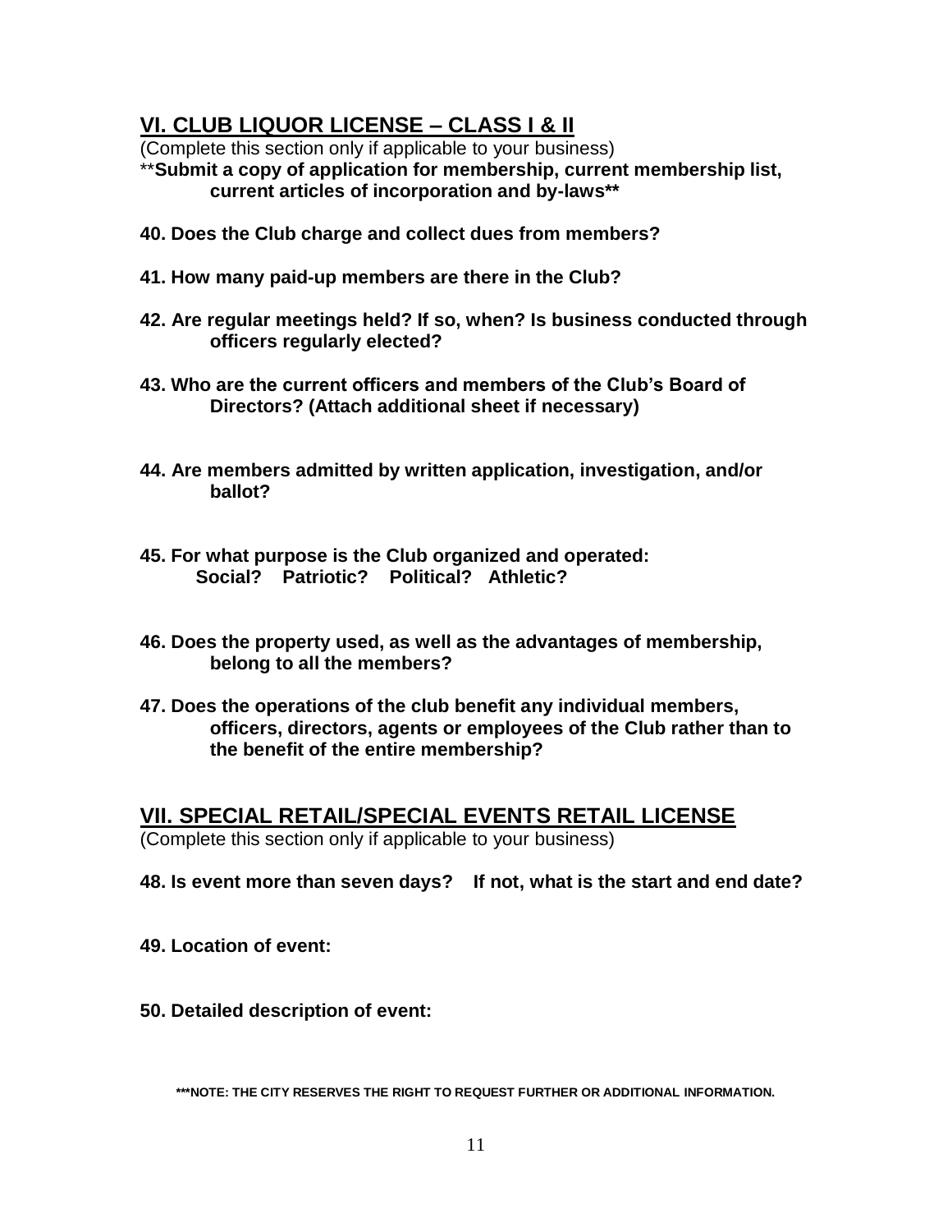## VI. CLUB LIQUOR LICENSE – CLASS I & II

(Complete this section only if applicable to your business)

**Submit a copy of application for membership, current membership list, current articles of incorporation and by-laws**

**40. Does the Club charge and collect dues from members?**

**41. How many paid-up members are there in the Club?**

**42. Are regular meetings held? If so, when? Is business conducted through officers regularly elected?**

**43. Who are the current officers and members of the Club's Board of Directors? (Attach additional sheet if necessary)**

**44. Are members admitted by written application, investigation, and/or ballot?**

**45. For what purpose is the Club organized and operated:**
**Social? Patriotic? Political? Athletic?**

**46. Does the property used, as well as the advantages of membership, belong to all the members?**

**47. Does the operations of the club benefit any individual members, officers, directors, agents or employees of the Club rather than to the benefit of the entire membership?**

## VII. SPECIAL RETAIL/SPECIAL EVENTS RETAIL LICENSE

(Complete this section only if applicable to your business)

**48. Is event more than seven days? If not, what is the start and end date?**

**49. Location of event:**

**50. Detailed description of event:**

***NOTE: THE CITY RESERVES THE RIGHT TO REQUEST FURTHER OR ADDITIONAL INFORMATION.**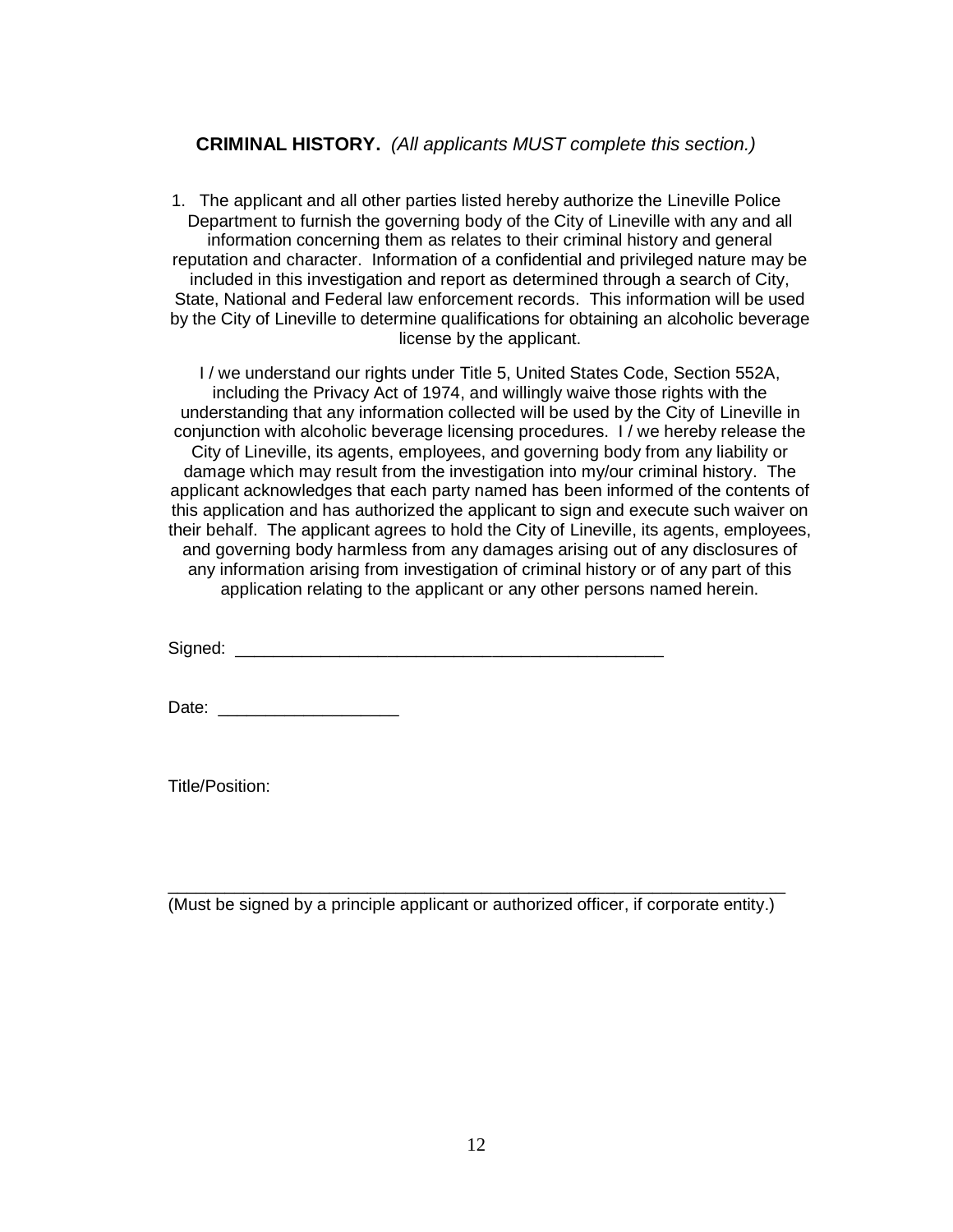**CRIMINAL HISTORY.** *(All applicants MUST complete this section.)*

1. The applicant and all other parties listed hereby authorize the Lineville Police Department to furnish the governing body of the City of Lineville with any and all information concerning them as relates to their criminal history and general reputation and character. Information of a confidential and privileged nature may be included in this investigation and report as determined through a search of City, State, National and Federal law enforcement records. This information will be used by the City of Lineville to determine qualifications for obtaining an alcoholic beverage license by the applicant.

I / we understand our rights under Title 5, United States Code, Section 552A, including the Privacy Act of 1974, and willingly waive those rights with the understanding that any information collected will be used by the City of Lineville in conjunction with alcoholic beverage licensing procedures. I / we hereby release the City of Lineville, its agents, employees, and governing body from any liability or damage which may result from the investigation into my/our criminal history. The applicant acknowledges that each party named has been informed of the contents of this application and has authorized the applicant to sign and execute such waiver on their behalf. The applicant agrees to hold the City of Lineville, its agents, employees, and governing body harmless from any damages arising out of any disclosures of any information arising from investigation of criminal history or of any part of this application relating to the applicant or any other persons named herein.

Signed: _______________________________________________

Date: ___________________

Title/Position:

_____________________________________________________________________
(Must be signed by a principle applicant or authorized officer, if corporate entity.)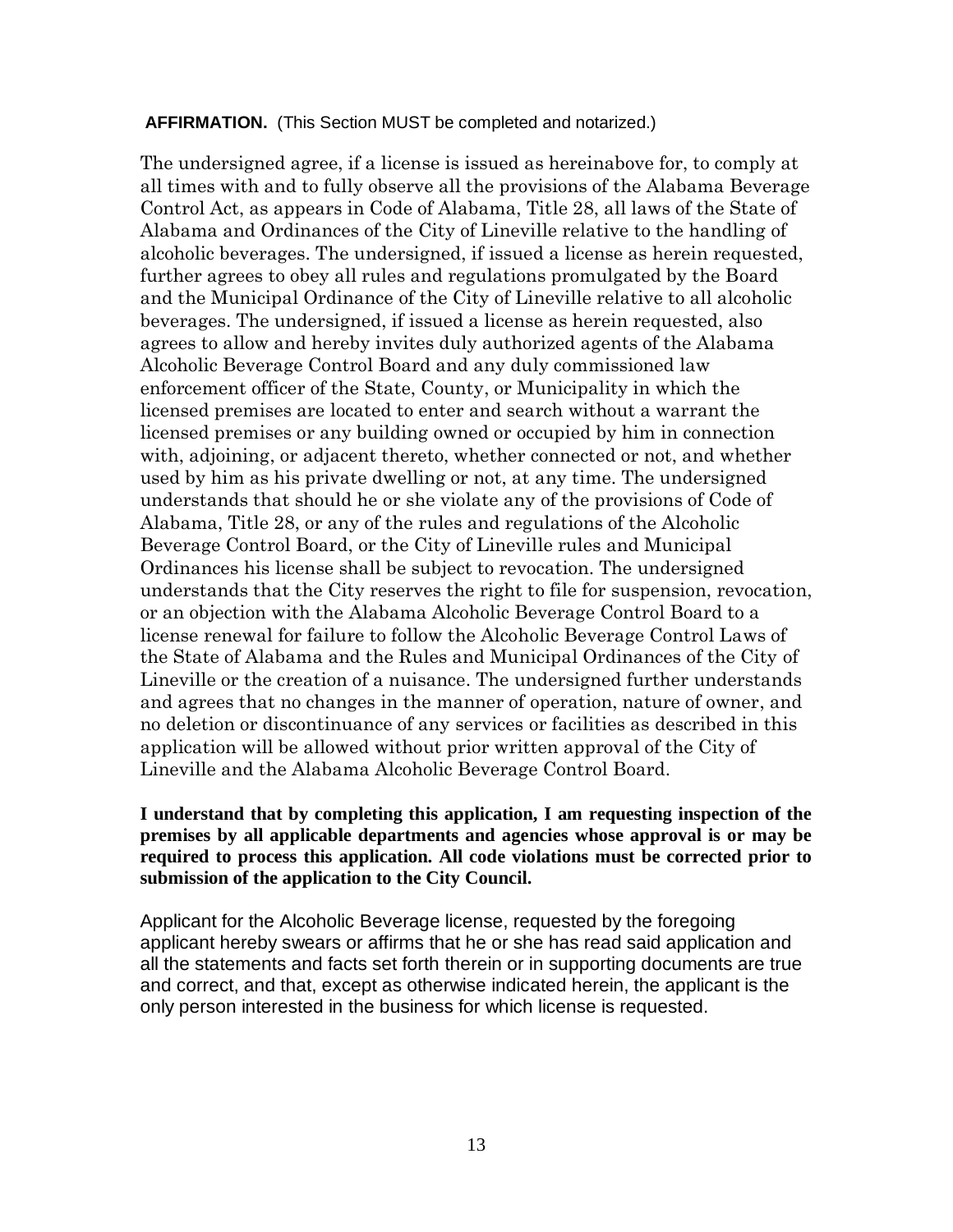**AFFIRMATION.** (This Section MUST be completed and notarized.)

The undersigned agree, if a license is issued as hereinabove for, to comply at all times with and to fully observe all the provisions of the Alabama Beverage Control Act, as appears in Code of Alabama, Title 28, all laws of the State of Alabama and Ordinances of the City of Lineville relative to the handling of alcoholic beverages. The undersigned, if issued a license as herein requested, further agrees to obey all rules and regulations promulgated by the Board and the Municipal Ordinance of the City of Lineville relative to all alcoholic beverages. The undersigned, if issued a license as herein requested, also agrees to allow and hereby invites duly authorized agents of the Alabama Alcoholic Beverage Control Board and any duly commissioned law enforcement officer of the State, County, or Municipality in which the licensed premises are located to enter and search without a warrant the licensed premises or any building owned or occupied by him in connection with, adjoining, or adjacent thereto, whether connected or not, and whether used by him as his private dwelling or not, at any time. The undersigned understands that should he or she violate any of the provisions of Code of Alabama, Title 28, or any of the rules and regulations of the Alcoholic Beverage Control Board, or the City of Lineville rules and Municipal Ordinances his license shall be subject to revocation. The undersigned understands that the City reserves the right to file for suspension, revocation, or an objection with the Alabama Alcoholic Beverage Control Board to a license renewal for failure to follow the Alcoholic Beverage Control Laws of the State of Alabama and the Rules and Municipal Ordinances of the City of Lineville or the creation of a nuisance. The undersigned further understands and agrees that no changes in the manner of operation, nature of owner, and no deletion or discontinuance of any services or facilities as described in this application will be allowed without prior written approval of the City of Lineville and the Alabama Alcoholic Beverage Control Board.

**I understand that by completing this application, I am requesting inspection of the premises by all applicable departments and agencies whose approval is or may be required to process this application. All code violations must be corrected prior to submission of the application to the City Council.**

Applicant for the Alcoholic Beverage license, requested by the foregoing applicant hereby swears or affirms that he or she has read said application and all the statements and facts set forth therein or in supporting documents are true and correct, and that, except as otherwise indicated herein, the applicant is the only person interested in the business for which license is requested.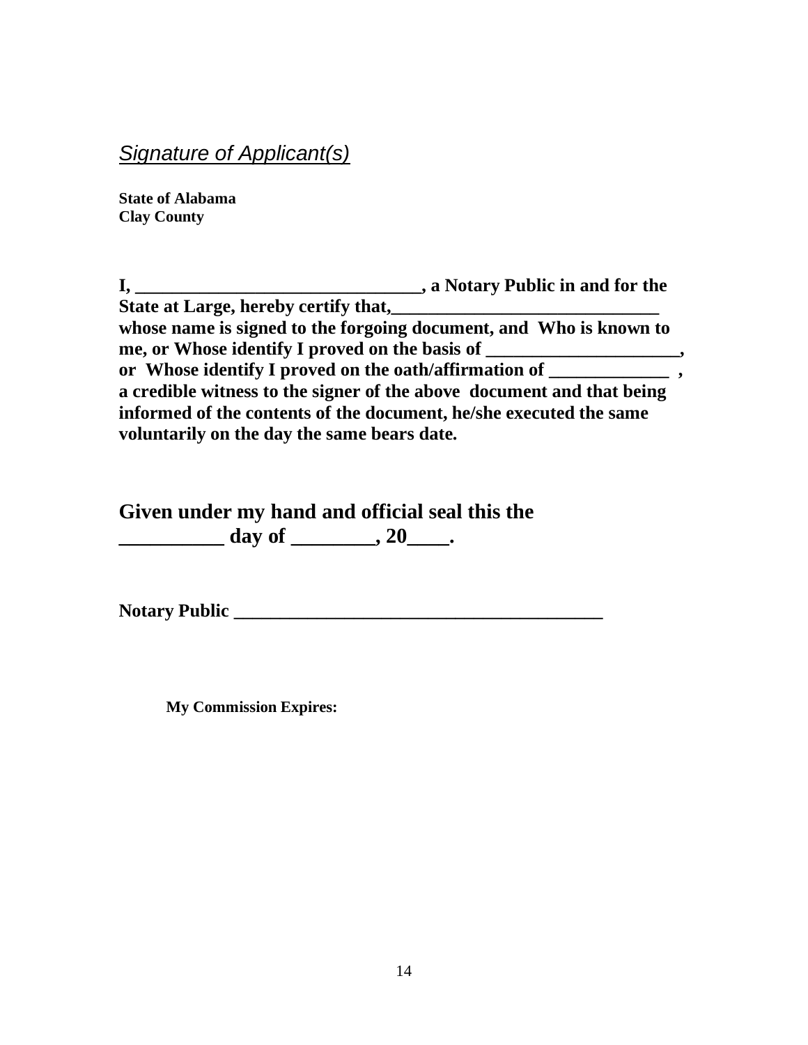*Signature of Applicant(s)*

**State of Alabama**
**Clay County**

**I, ________________________________, a Notary Public in and for the State at Large, hereby certify that,_____________________________ whose name is signed to the forgoing document, and Who is known to me, or Whose identify I proved on the basis of _____________________, or Whose identify I proved on the oath/affirmation of _____________ , a credible witness to the signer of the above document and that being informed of the contents of the document, he/she executed the same voluntarily on the day the same bears date.**

**Given under my hand and official seal this the __________ day of ________, 20____.**

**Notary Public ________________________________________**

**My Commission Expires:**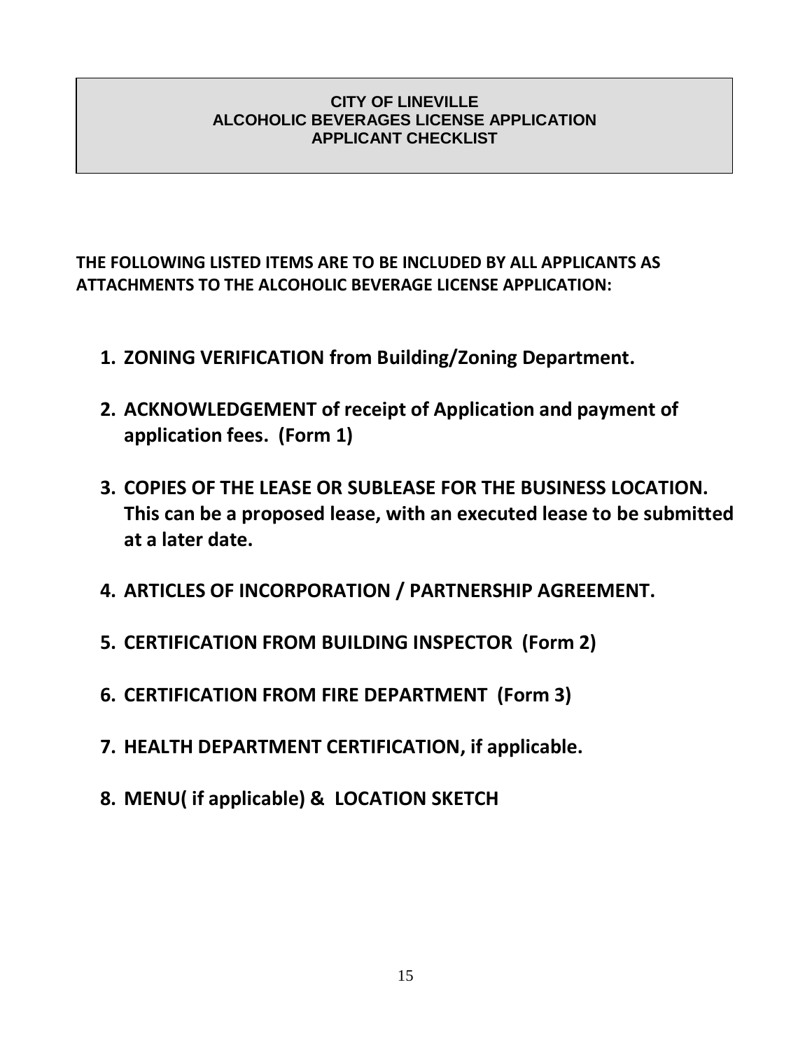# CITY OF LINEVILLE
## ALCOHOLIC BEVERAGES LICENSE APPLICATION
## APPLICANT CHECKLIST

**THE FOLLOWING LISTED ITEMS ARE TO BE INCLUDED BY ALL APPLICANTS AS ATTACHMENTS TO THE ALCOHOLIC BEVERAGE LICENSE APPLICATION:**

1. **ZONING VERIFICATION from Building/Zoning Department.**
2. **ACKNOWLEDGEMENT of receipt of Application and payment of application fees. (Form 1)**
3. **COPIES OF THE LEASE OR SUBLEASE FOR THE BUSINESS LOCATION. This can be a proposed lease, with an executed lease to be submitted at a later date.**
4. **ARTICLES OF INCORPORATION / PARTNERSHIP AGREEMENT.**
5. **CERTIFICATION FROM BUILDING INSPECTOR (Form 2)**
6. **CERTIFICATION FROM FIRE DEPARTMENT (Form 3)**
7. **HEALTH DEPARTMENT CERTIFICATION, if applicable.**
8. **MENU( if applicable) & LOCATION SKETCH**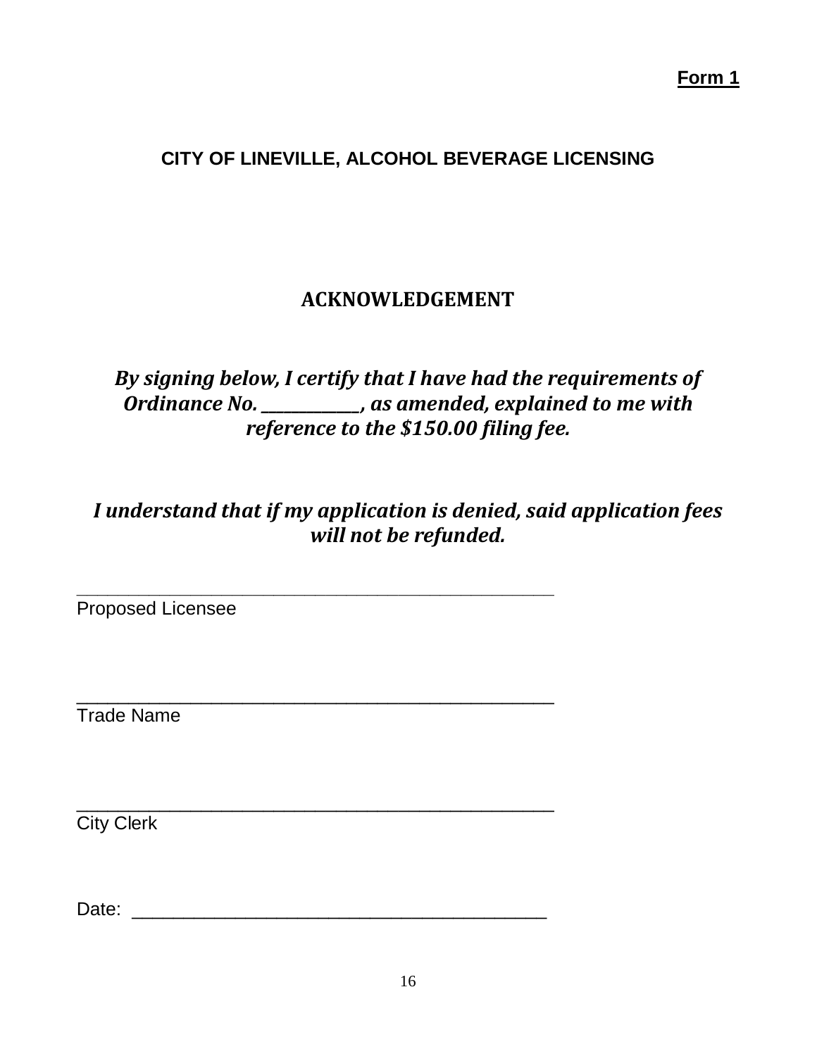**Form 1**

**CITY OF LINEVILLE, ALCOHOL BEVERAGE LICENSING**

## ACKNOWLEDGEMENT

***By signing below, I certify that I have had the requirements of Ordinance No. ____________, as amended, explained to me with reference to the $150.00 filing fee.***

***I understand that if my application is denied, said application fees will not be refunded.***

_________________________________________________
Proposed Licensee

_________________________________________________
Trade Name

_________________________________________________
City Clerk

Date: ___________________________________________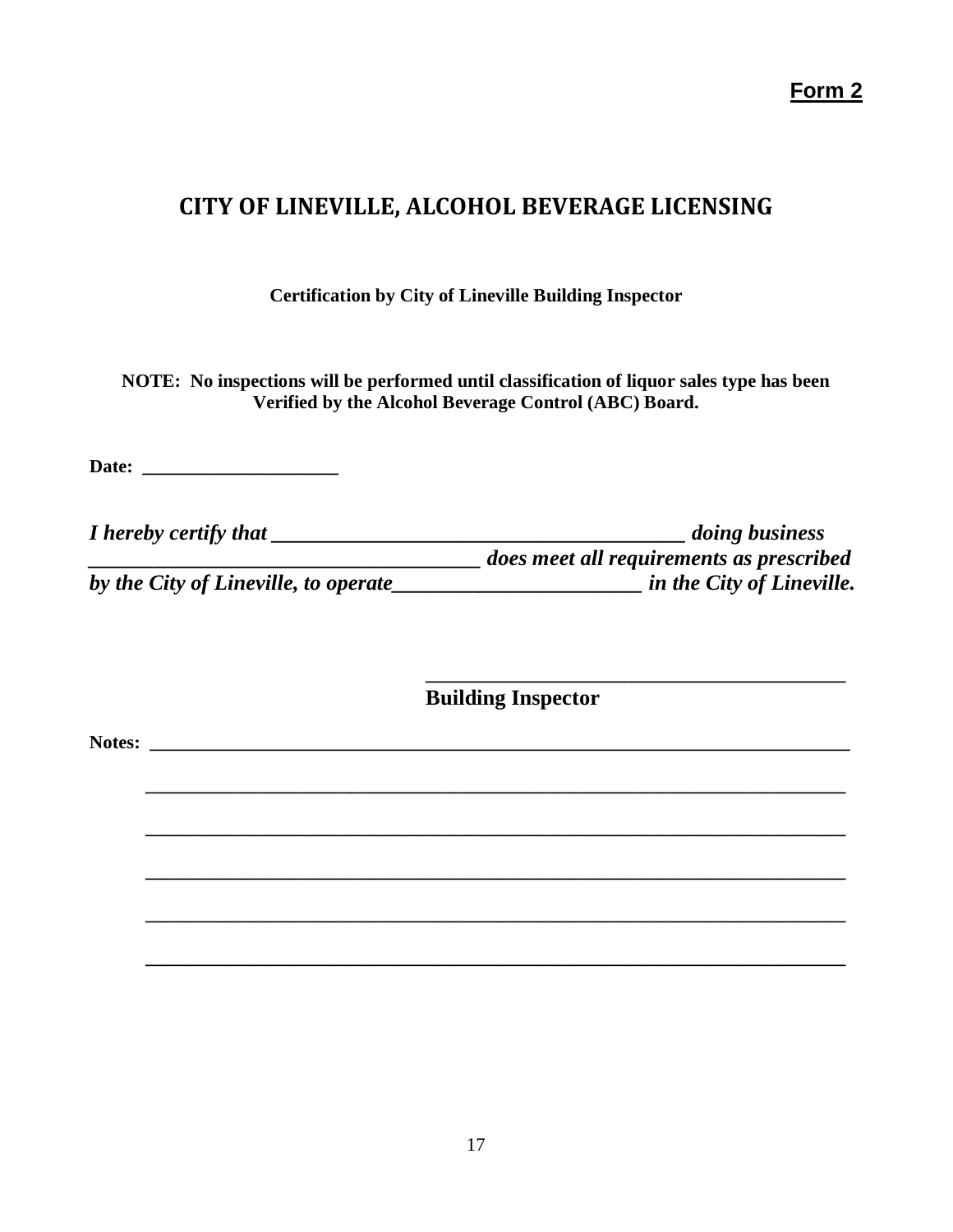**Form 2**

# CITY OF LINEVILLE, ALCOHOL BEVERAGE LICENSING

**Certification by City of Lineville Building Inspector**

**NOTE: No inspections will be performed until classification of liquor sales type has been Verified by the Alcohol Beverage Control (ABC) Board.**

**Date: ____________________**

***I hereby certify that ________________________________________ doing business ______________________________________ does meet all requirements as prescribed by the City of Lineville, to operate________________________ in the City of Lineville.***

_________________________________________
**Building Inspector**

**Notes: ___________________________________________________________________________**

**_____________________________________________________________________**

**_____________________________________________________________________**

**_____________________________________________________________________**

**_____________________________________________________________________**

**_____________________________________________________________________**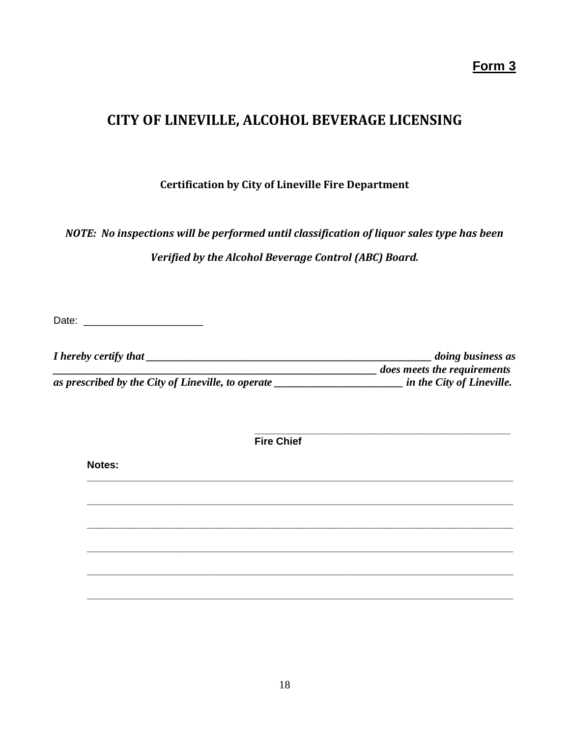**Form 3**

# CITY OF LINEVILLE, ALCOHOL BEVERAGE LICENSING

**Certification by City of Lineville Fire Department**

***NOTE: No inspections will be performed until classification of liquor sales type has been Verified by the Alcohol Beverage Control (ABC) Board.***

Date: ______________________

***I hereby certify that __________________________________________________________ doing business as _________________________________________________________________ does meets the requirements as prescribed by the City of Lineville, to operate _________________________ in the City of Lineville.***

_______________________________________________

**Fire Chief**

**Notes:** ________________________________________________________________________________

________________________________________________________________________________

________________________________________________________________________________

________________________________________________________________________________

________________________________________________________________________________

________________________________________________________________________________